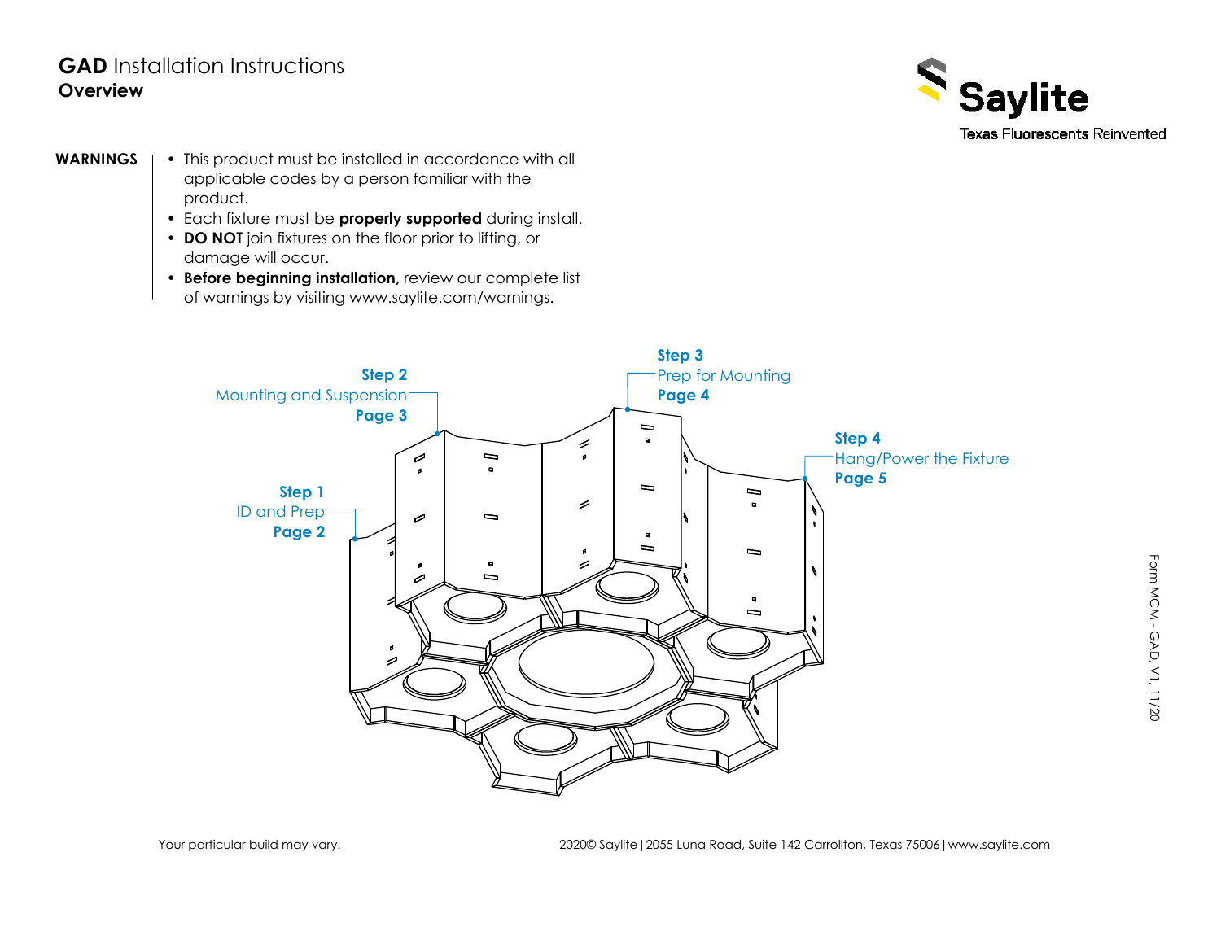# GAD Installation Instructions

## Overview

Saylite
Texas Fluorescents Reinvented

**WARNINGS**

- This product must be installed in accordance with all applicable codes by a person familiar with the product.
- Each fixture must be **properly supported** during install.
- **DO NOT** join fixtures on the floor prior to lifting, or damage will occur.
- **Before beginning installation,** review our complete list of warnings by visiting www.saylite.com/warnings.

**Step 1**
ID and Prep
**Page 2**

**Step 2**
Mounting and Suspension
**Page 3**

**Step 3**
Prep for Mounting
**Page 4**

**Step 4**
Hang/Power the Fixture
**Page 5**

Form MCM - GAD, V1, 11/20

Your particular build may vary.

2020© Saylite | 2055 Luna Road, Suite 142 Carrollton, Texas 75006 | www.saylite.com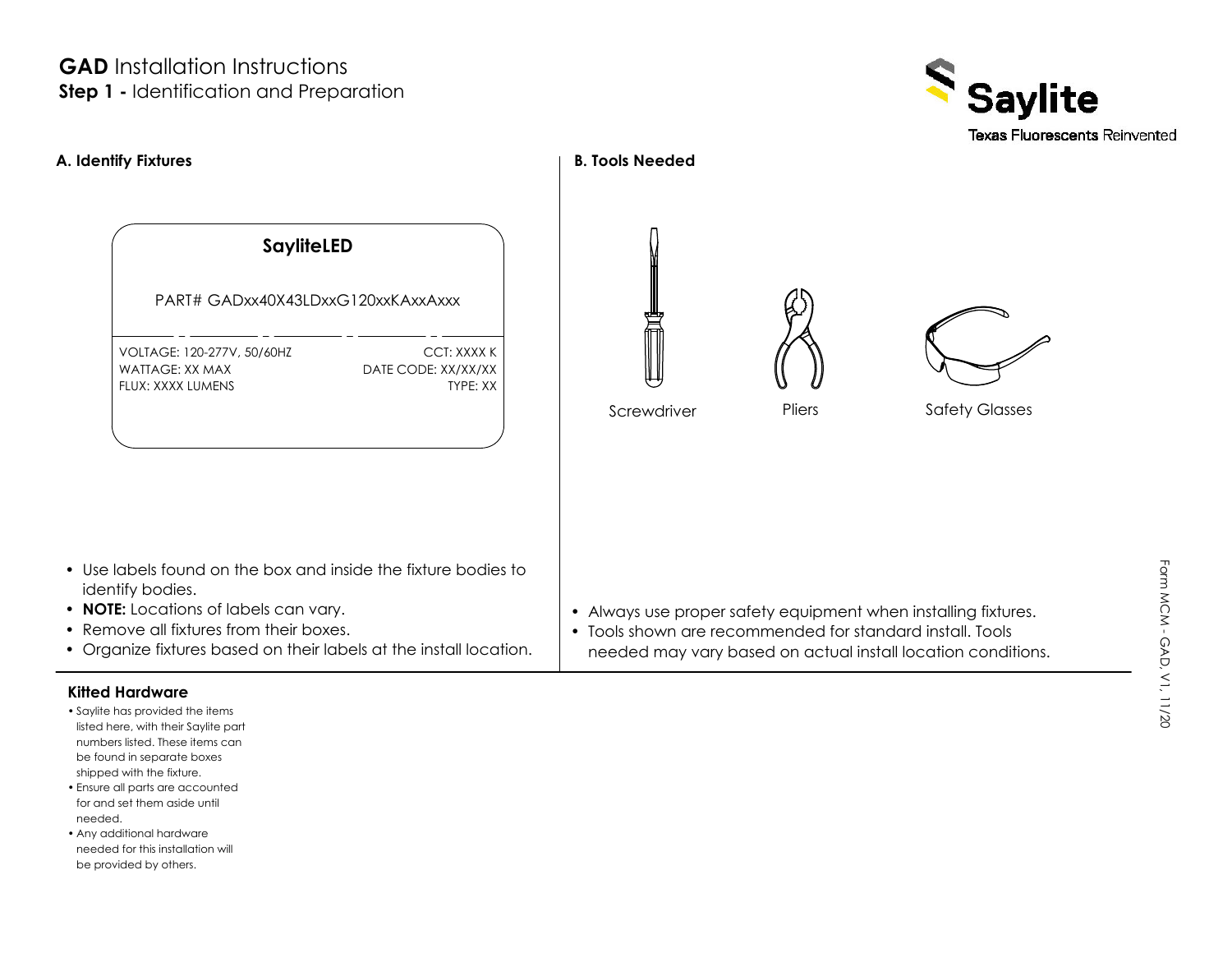# GAD Installation Instructions

## Step 1 - Identification and Preparation

### A. Identify Fixtures

**SayliteLED**

PART# GADxx40X43LDxxG120xxKAxxAxxx

VOLTAGE: 120-277V, 50/60HZ
WATTAGE: XX MAX
FLUX: XXXX LUMENS

CCT: XXXX K
DATE CODE: XX/XX/XX
TYPE: XX

- Use labels found on the box and inside the fixture bodies to identify bodies.
- **NOTE:** Locations of labels can vary.
- Remove all fixtures from their boxes.
- Organize fixtures based on their labels at the install location.

### B. Tools Needed

Screwdriver

Pliers

Safety Glasses

- Always use proper safety equipment when installing fixtures.
- Tools shown are recommended for standard install. Tools needed may vary based on actual install location conditions.

### Kitted Hardware

- Saylite has provided the items listed here, with their Saylite part numbers listed. These items can be found in separate boxes shipped with the fixture.
- Ensure all parts are accounted for and set them aside until needed.
- Any additional hardware needed for this installation will be provided by others.

Form MCM - GAD, V1, 11/20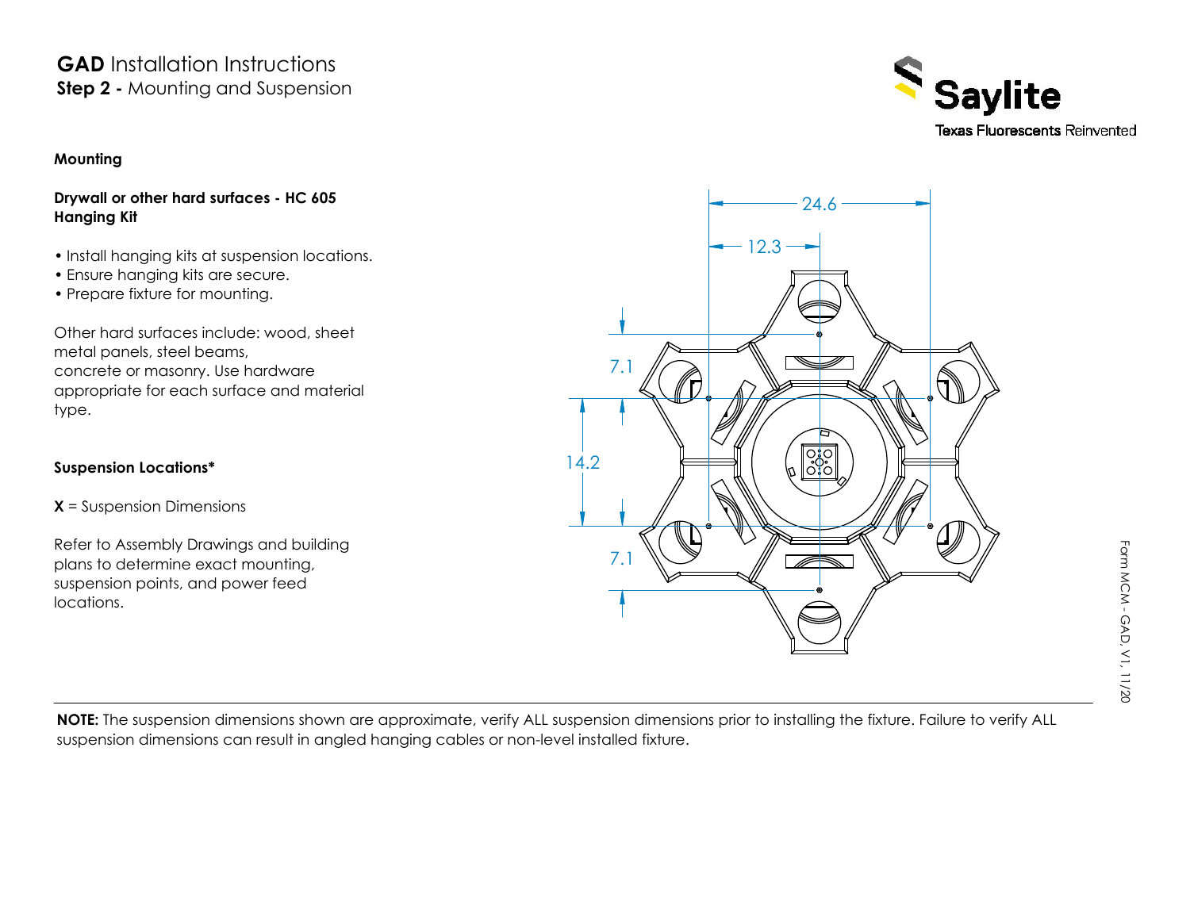# **GAD** Installation Instructions

## **Step 2 -** Mounting and Suspension

### Mounting

**Drywall or other hard surfaces - HC 605 Hanging Kit**

- Install hanging kits at suspension locations.
- Ensure hanging kits are secure.
- Prepare fixture for mounting.

Other hard surfaces include: wood, sheet metal panels, steel beams, concrete or masonry. Use hardware appropriate for each surface and material type.

**Suspension Locations***

**X** = Suspension Dimensions

Refer to Assembly Drawings and building plans to determine exact mounting, suspension points, and power feed locations.

24.6

12.3

7.1

14.2

7.1

**NOTE:** The suspension dimensions shown are approximate, verify ALL suspension dimensions prior to installing the fixture. Failure to verify ALL suspension dimensions can result in angled hanging cables or non-level installed fixture.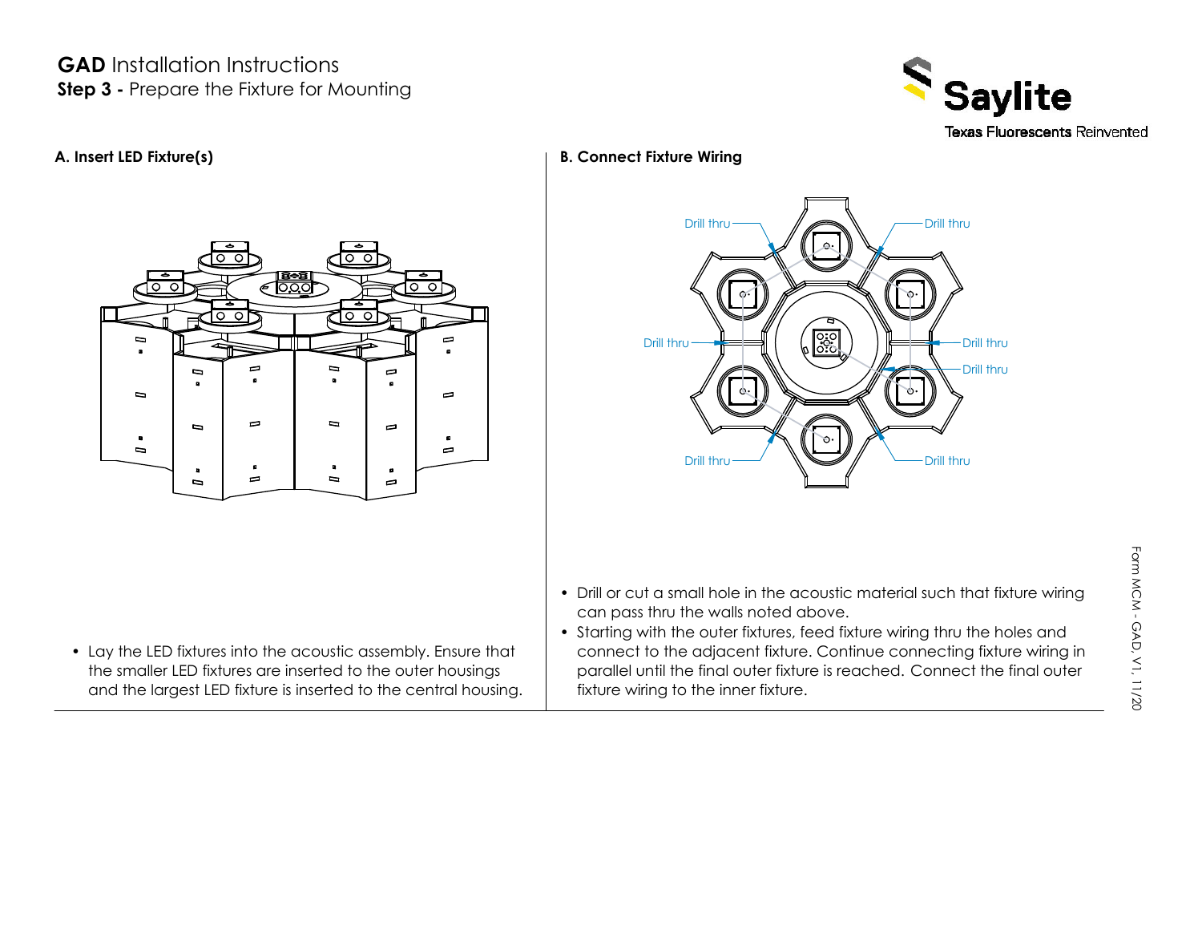# **GAD** Installation Instructions

## **Step 3 -** Prepare the Fixture for Mounting

### A. Insert LED Fixture(s)

- Lay the LED fixtures into the acoustic assembly. Ensure that the smaller LED fixtures are inserted to the outer housings and the largest LED fixture is inserted to the central housing.

### B. Connect Fixture Wiring

Drill thru

Drill thru

Drill thru

Drill thru

Drill thru

Drill thru

Drill thru

Drill thru

- Drill or cut a small hole in the acoustic material such that fixture wiring can pass thru the walls noted above.
- Starting with the outer fixtures, feed fixture wiring thru the holes and connect to the adjacent fixture. Continue connecting fixture wiring in parallel until the final outer fixture is reached. Connect the final outer fixture wiring to the inner fixture.

Form MCM - GAD, V1, 11/20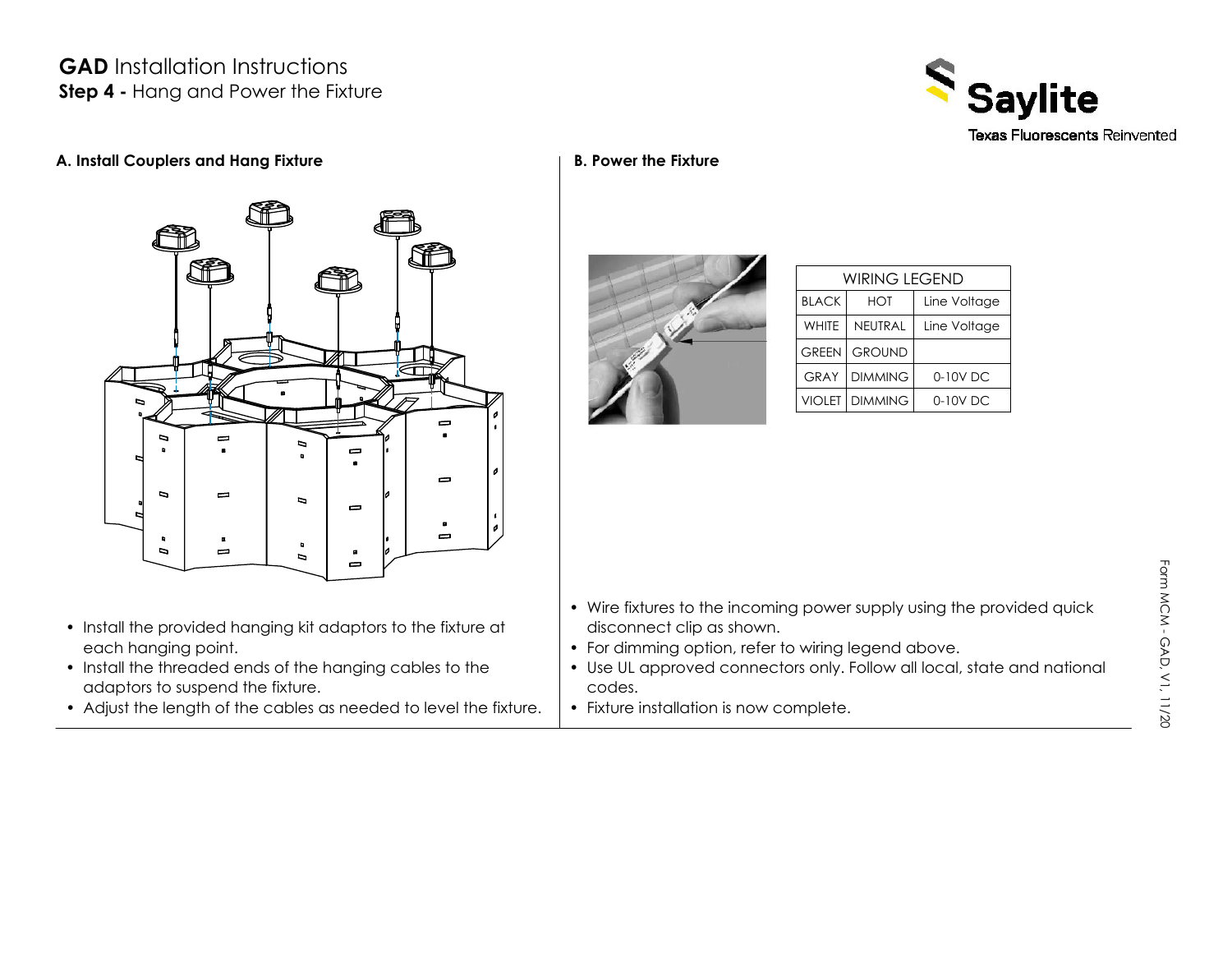# **GAD** Installation Instructions

## **Step 4 -** Hang and Power the Fixture

### A. Install Couplers and Hang Fixture

- Install the provided hanging kit adaptors to the fixture at each hanging point.
- Install the threaded ends of the hanging cables to the adaptors to suspend the fixture.
- Adjust the length of the cables as needed to level the fixture.

### B. Power the Fixture

| WIRING LEGEND | | |
|---|---|---|
| BLACK | HOT | Line Voltage |
| WHITE | NEUTRAL | Line Voltage |
| GREEN | GROUND | |
| GRAY | DIMMING | 0-10V DC |
| VIOLET | DIMMING | 0-10V DC |

- Wire fixtures to the incoming power supply using the provided quick disconnect clip as shown.
- For dimming option, refer to wiring legend above.
- Use UL approved connectors only. Follow all local, state and national codes.
- Fixture installation is now complete.

Form MCM - GAD, V1, 11/20